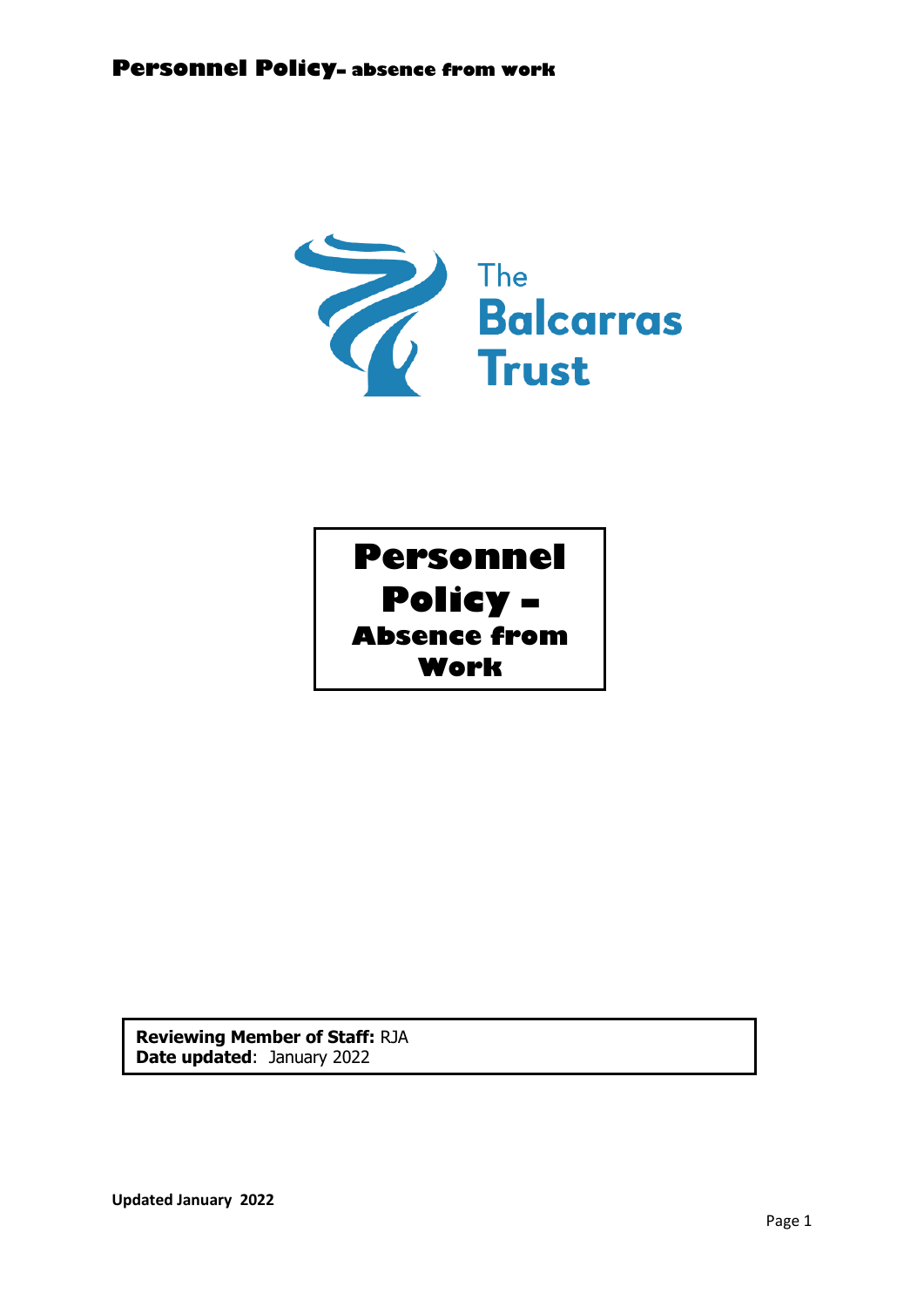The Balcarras Trust

# Personnel Policy – Absence from Work

**Reviewing Member of Staff:** RJA
**Date updated**: January 2022

**Updated January 2022**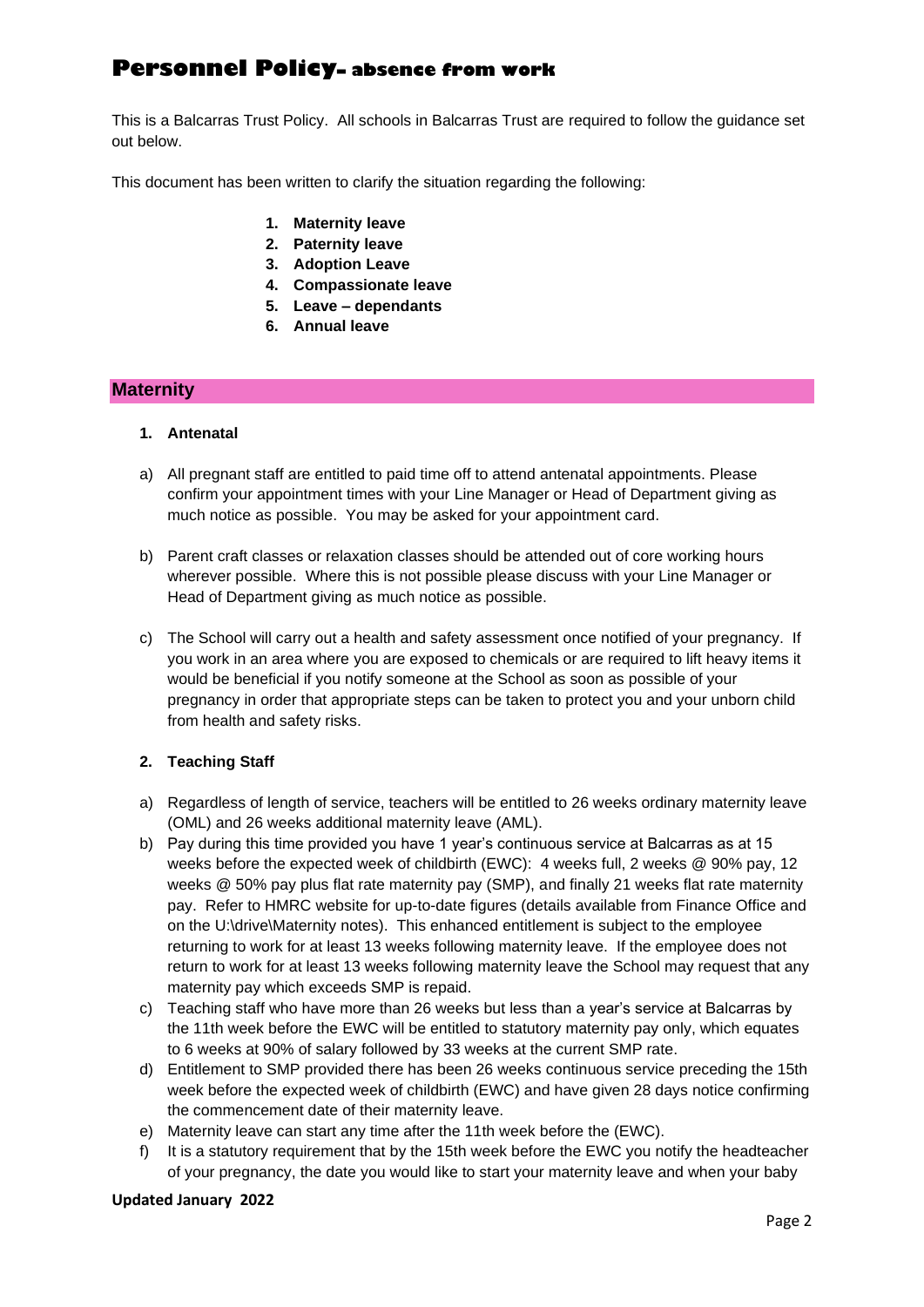# Personnel Policy- absence from work

This is a Balcarras Trust Policy. All schools in Balcarras Trust are required to follow the guidance set out below.

This document has been written to clarify the situation regarding the following:

1. **Maternity leave**
2. **Paternity leave**
3. **Adoption Leave**
4. **Compassionate leave**
5. **Leave – dependants**
6. **Annual leave**

## Maternity

### 1. Antenatal

a) All pregnant staff are entitled to paid time off to attend antenatal appointments. Please confirm your appointment times with your Line Manager or Head of Department giving as much notice as possible. You may be asked for your appointment card.

b) Parent craft classes or relaxation classes should be attended out of core working hours wherever possible. Where this is not possible please discuss with your Line Manager or Head of Department giving as much notice as possible.

c) The School will carry out a health and safety assessment once notified of your pregnancy. If you work in an area where you are exposed to chemicals or are required to lift heavy items it would be beneficial if you notify someone at the School as soon as possible of your pregnancy in order that appropriate steps can be taken to protect you and your unborn child from health and safety risks.

### 2. Teaching Staff

a) Regardless of length of service, teachers will be entitled to 26 weeks ordinary maternity leave (OML) and 26 weeks additional maternity leave (AML).
b) Pay during this time provided you have 1 year's continuous service at Balcarras as at 15 weeks before the expected week of childbirth (EWC): 4 weeks full, 2 weeks @ 90% pay, 12 weeks @ 50% pay plus flat rate maternity pay (SMP), and finally 21 weeks flat rate maternity pay. Refer to HMRC website for up-to-date figures (details available from Finance Office and on the U:\drive\Maternity notes). This enhanced entitlement is subject to the employee returning to work for at least 13 weeks following maternity leave. If the employee does not return to work for at least 13 weeks following maternity leave the School may request that any maternity pay which exceeds SMP is repaid.
c) Teaching staff who have more than 26 weeks but less than a year's service at Balcarras by the 11th week before the EWC will be entitled to statutory maternity pay only, which equates to 6 weeks at 90% of salary followed by 33 weeks at the current SMP rate.
d) Entitlement to SMP provided there has been 26 weeks continuous service preceding the 15th week before the expected week of childbirth (EWC) and have given 28 days notice confirming the commencement date of their maternity leave.
e) Maternity leave can start any time after the 11th week before the (EWC).
f) It is a statutory requirement that by the 15th week before the EWC you notify the headteacher of your pregnancy, the date you would like to start your maternity leave and when your baby

**Updated January 2022**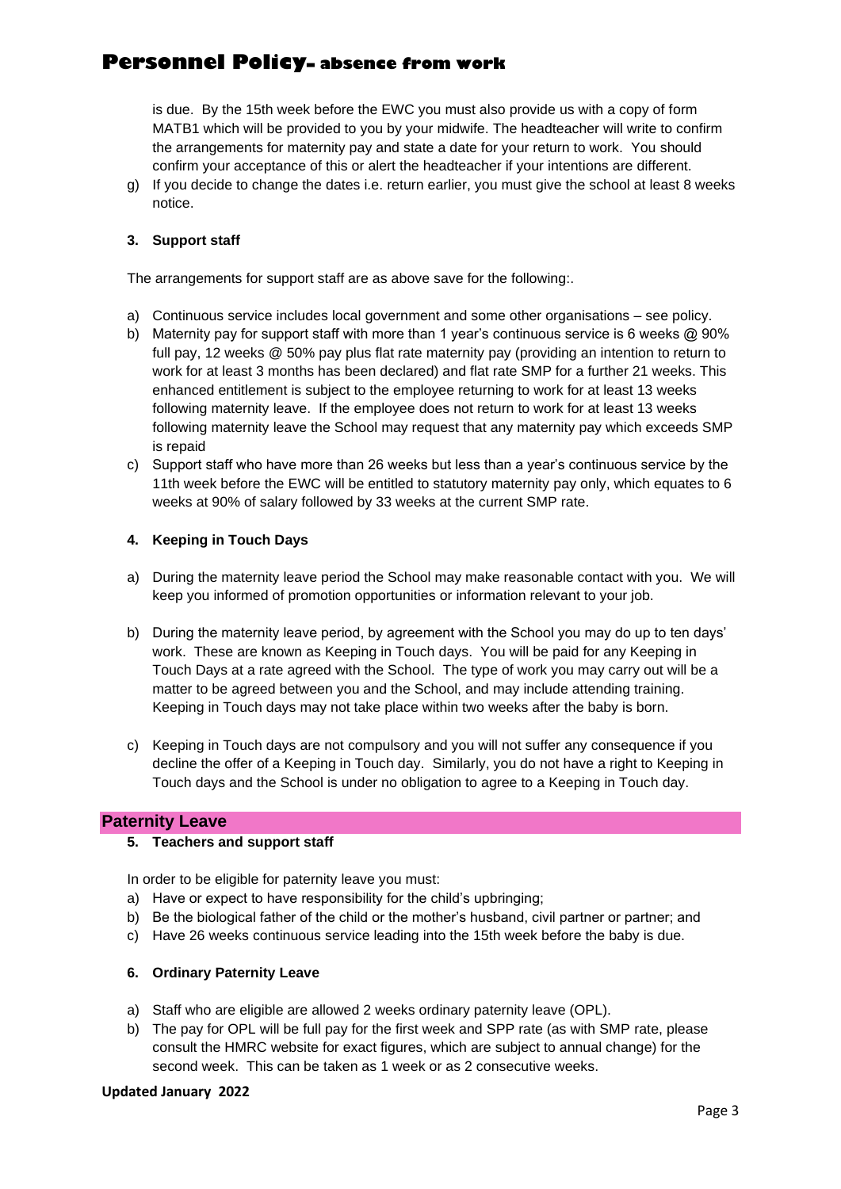is due. By the 15th week before the EWC you must also provide us with a copy of form MATB1 which will be provided to you by your midwife. The headteacher will write to confirm the arrangements for maternity pay and state a date for your return to work. You should confirm your acceptance of this or alert the headteacher if your intentions are different.

g) If you decide to change the dates i.e. return earlier, you must give the school at least 8 weeks notice.

### 3. Support staff

The arrangements for support staff are as above save for the following:.

a) Continuous service includes local government and some other organisations – see policy.
b) Maternity pay for support staff with more than 1 year's continuous service is 6 weeks @ 90% full pay, 12 weeks @ 50% pay plus flat rate maternity pay (providing an intention to return to work for at least 3 months has been declared) and flat rate SMP for a further 21 weeks. This enhanced entitlement is subject to the employee returning to work for at least 13 weeks following maternity leave. If the employee does not return to work for at least 13 weeks following maternity leave the School may request that any maternity pay which exceeds SMP is repaid
c) Support staff who have more than 26 weeks but less than a year's continuous service by the 11th week before the EWC will be entitled to statutory maternity pay only, which equates to 6 weeks at 90% of salary followed by 33 weeks at the current SMP rate.

### 4. Keeping in Touch Days

a) During the maternity leave period the School may make reasonable contact with you. We will keep you informed of promotion opportunities or information relevant to your job.

b) During the maternity leave period, by agreement with the School you may do up to ten days' work. These are known as Keeping in Touch days. You will be paid for any Keeping in Touch Days at a rate agreed with the School. The type of work you may carry out will be a matter to be agreed between you and the School, and may include attending training. Keeping in Touch days may not take place within two weeks after the baby is born.

c) Keeping in Touch days are not compulsory and you will not suffer any consequence if you decline the offer of a Keeping in Touch day. Similarly, you do not have a right to Keeping in Touch days and the School is under no obligation to agree to a Keeping in Touch day.

## Paternity Leave

### 5. Teachers and support staff

In order to be eligible for paternity leave you must:

a) Have or expect to have responsibility for the child's upbringing;
b) Be the biological father of the child or the mother's husband, civil partner or partner; and
c) Have 26 weeks continuous service leading into the 15th week before the baby is due.

### 6. Ordinary Paternity Leave

a) Staff who are eligible are allowed 2 weeks ordinary paternity leave (OPL).
b) The pay for OPL will be full pay for the first week and SPP rate (as with SMP rate, please consult the HMRC website for exact figures, which are subject to annual change) for the second week. This can be taken as 1 week or as 2 consecutive weeks.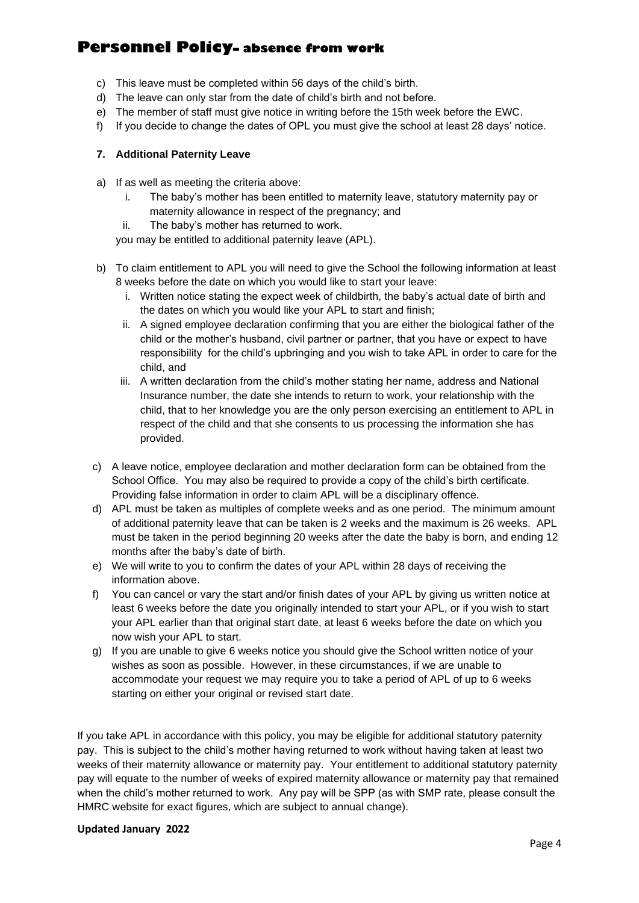c) This leave must be completed within 56 days of the child's birth.
d) The leave can only star from the date of child's birth and not before.
e) The member of staff must give notice in writing before the 15th week before the EWC.
f) If you decide to change the dates of OPL you must give the school at least 28 days' notice.

### 7. Additional Paternity Leave

a) If as well as meeting the criteria above:
   i. The baby's mother has been entitled to maternity leave, statutory maternity pay or maternity allowance in respect of the pregnancy; and
   ii. The baby's mother has returned to work.

   you may be entitled to additional paternity leave (APL).

b) To claim entitlement to APL you will need to give the School the following information at least 8 weeks before the date on which you would like to start your leave:
   i. Written notice stating the expect week of childbirth, the baby's actual date of birth and the dates on which you would like your APL to start and finish;
   ii. A signed employee declaration confirming that you are either the biological father of the child or the mother's husband, civil partner or partner, that you have or expect to have responsibility for the child's upbringing and you wish to take APL in order to care for the child, and
   iii. A written declaration from the child's mother stating her name, address and National Insurance number, the date she intends to return to work, your relationship with the child, that to her knowledge you are the only person exercising an entitlement to APL in respect of the child and that she consents to us processing the information she has provided.

c) A leave notice, employee declaration and mother declaration form can be obtained from the School Office. You may also be required to provide a copy of the child's birth certificate. Providing false information in order to claim APL will be a disciplinary offence.
d) APL must be taken as multiples of complete weeks and as one period. The minimum amount of additional paternity leave that can be taken is 2 weeks and the maximum is 26 weeks. APL must be taken in the period beginning 20 weeks after the date the baby is born, and ending 12 months after the baby's date of birth.
e) We will write to you to confirm the dates of your APL within 28 days of receiving the information above.
f) You can cancel or vary the start and/or finish dates of your APL by giving us written notice at least 6 weeks before the date you originally intended to start your APL, or if you wish to start your APL earlier than that original start date, at least 6 weeks before the date on which you now wish your APL to start.
g) If you are unable to give 6 weeks notice you should give the School written notice of your wishes as soon as possible. However, in these circumstances, if we are unable to accommodate your request we may require you to take a period of APL of up to 6 weeks starting on either your original or revised start date.

If you take APL in accordance with this policy, you may be eligible for additional statutory paternity pay. This is subject to the child's mother having returned to work without having taken at least two weeks of their maternity allowance or maternity pay. Your entitlement to additional statutory paternity pay will equate to the number of weeks of expired maternity allowance or maternity pay that remained when the child's mother returned to work. Any pay will be SPP (as with SMP rate, please consult the HMRC website for exact figures, which are subject to annual change).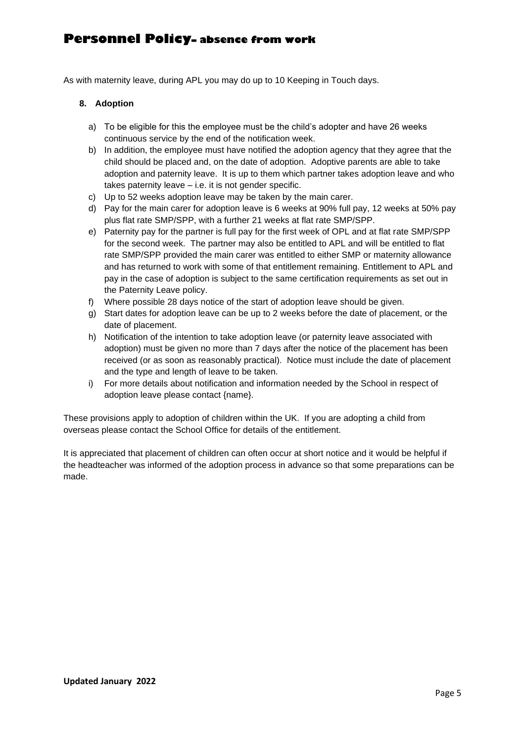As with maternity leave, during APL you may do up to 10 Keeping in Touch days.

**8. Adoption**

a) To be eligible for this the employee must be the child's adopter and have 26 weeks continuous service by the end of the notification week.
b) In addition, the employee must have notified the adoption agency that they agree that the child should be placed and, on the date of adoption. Adoptive parents are able to take adoption and paternity leave. It is up to them which partner takes adoption leave and who takes paternity leave – i.e. it is not gender specific.
c) Up to 52 weeks adoption leave may be taken by the main carer.
d) Pay for the main carer for adoption leave is 6 weeks at 90% full pay, 12 weeks at 50% pay plus flat rate SMP/SPP, with a further 21 weeks at flat rate SMP/SPP.
e) Paternity pay for the partner is full pay for the first week of OPL and at flat rate SMP/SPP for the second week. The partner may also be entitled to APL and will be entitled to flat rate SMP/SPP provided the main carer was entitled to either SMP or maternity allowance and has returned to work with some of that entitlement remaining. Entitlement to APL and pay in the case of adoption is subject to the same certification requirements as set out in the Paternity Leave policy.
f) Where possible 28 days notice of the start of adoption leave should be given.
g) Start dates for adoption leave can be up to 2 weeks before the date of placement, or the date of placement.
h) Notification of the intention to take adoption leave (or paternity leave associated with adoption) must be given no more than 7 days after the notice of the placement has been received (or as soon as reasonably practical). Notice must include the date of placement and the type and length of leave to be taken.
i) For more details about notification and information needed by the School in respect of adoption leave please contact {name}.

These provisions apply to adoption of children within the UK. If you are adopting a child from overseas please contact the School Office for details of the entitlement.

It is appreciated that placement of children can often occur at short notice and it would be helpful if the headteacher was informed of the adoption process in advance so that some preparations can be made.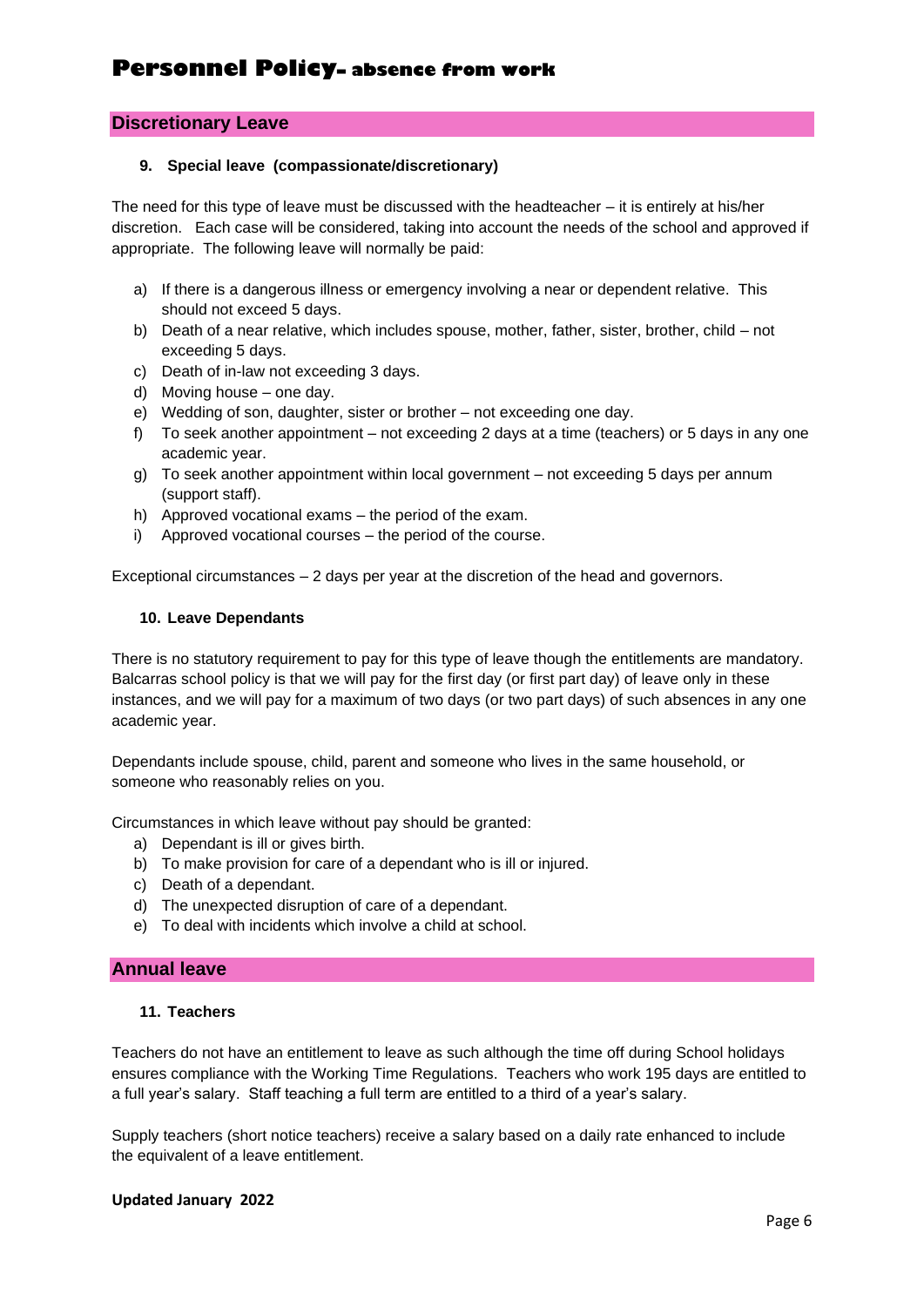## Discretionary Leave

### 9. Special leave (compassionate/discretionary)

The need for this type of leave must be discussed with the headteacher – it is entirely at his/her discretion. Each case will be considered, taking into account the needs of the school and approved if appropriate. The following leave will normally be paid:

a) If there is a dangerous illness or emergency involving a near or dependent relative. This should not exceed 5 days.
b) Death of a near relative, which includes spouse, mother, father, sister, brother, child – not exceeding 5 days.
c) Death of in-law not exceeding 3 days.
d) Moving house – one day.
e) Wedding of son, daughter, sister or brother – not exceeding one day.
f) To seek another appointment – not exceeding 2 days at a time (teachers) or 5 days in any one academic year.
g) To seek another appointment within local government – not exceeding 5 days per annum (support staff).
h) Approved vocational exams – the period of the exam.
i) Approved vocational courses – the period of the course.

Exceptional circumstances – 2 days per year at the discretion of the head and governors.

### 10. Leave Dependants

There is no statutory requirement to pay for this type of leave though the entitlements are mandatory. Balcarras school policy is that we will pay for the first day (or first part day) of leave only in these instances, and we will pay for a maximum of two days (or two part days) of such absences in any one academic year.

Dependants include spouse, child, parent and someone who lives in the same household, or someone who reasonably relies on you.

Circumstances in which leave without pay should be granted:

a) Dependant is ill or gives birth.
b) To make provision for care of a dependant who is ill or injured.
c) Death of a dependant.
d) The unexpected disruption of care of a dependant.
e) To deal with incidents which involve a child at school.

## Annual leave

### 11. Teachers

Teachers do not have an entitlement to leave as such although the time off during School holidays ensures compliance with the Working Time Regulations. Teachers who work 195 days are entitled to a full year's salary. Staff teaching a full term are entitled to a third of a year's salary.

Supply teachers (short notice teachers) receive a salary based on a daily rate enhanced to include the equivalent of a leave entitlement.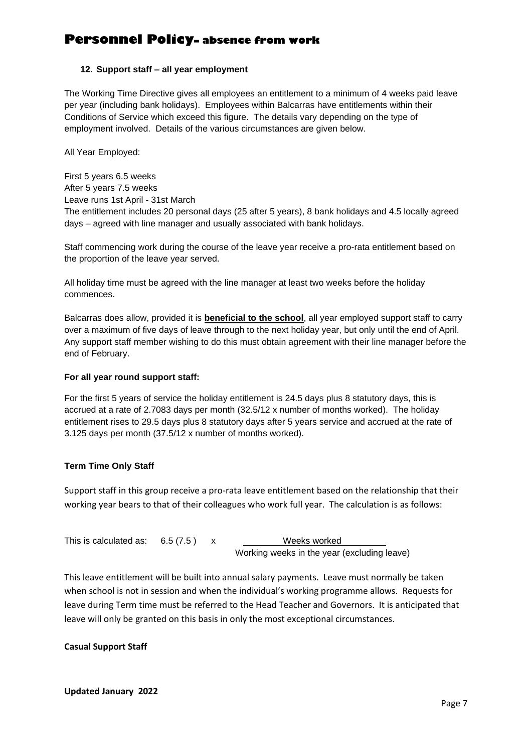### 12. Support staff – all year employment

The Working Time Directive gives all employees an entitlement to a minimum of 4 weeks paid leave per year (including bank holidays). Employees within Balcarras have entitlements within their Conditions of Service which exceed this figure. The details vary depending on the type of employment involved. Details of the various circumstances are given below.

All Year Employed:

First 5 years 6.5 weeks
After 5 years 7.5 weeks
Leave runs 1st April - 31st March
The entitlement includes 20 personal days (25 after 5 years), 8 bank holidays and 4.5 locally agreed days – agreed with line manager and usually associated with bank holidays.

Staff commencing work during the course of the leave year receive a pro-rata entitlement based on the proportion of the leave year served.

All holiday time must be agreed with the line manager at least two weeks before the holiday commences.

Balcarras does allow, provided it is **<u>beneficial to the school</u>**, all year employed support staff to carry over a maximum of five days of leave through to the next holiday year, but only until the end of April. Any support staff member wishing to do this must obtain agreement with their line manager before the end of February.

**For all year round support staff:**

For the first 5 years of service the holiday entitlement is 24.5 days plus 8 statutory days, this is accrued at a rate of 2.7083 days per month (32.5/12 x number of months worked). The holiday entitlement rises to 29.5 days plus 8 statutory days after 5 years service and accrued at the rate of 3.125 days per month (37.5/12 x number of months worked).

**Term Time Only Staff**

Support staff in this group receive a pro-rata leave entitlement based on the relationship that their working year bears to that of their colleagues who work full year. The calculation is as follows:

This is calculated as: $6.5\ (7.5) \times \dfrac{\text{Weeks worked}}{\text{Working weeks in the year (excluding leave)}}$

This leave entitlement will be built into annual salary payments. Leave must normally be taken when school is not in session and when the individual's working programme allows. Requests for leave during Term time must be referred to the Head Teacher and Governors. It is anticipated that leave will only be granted on this basis in only the most exceptional circumstances.

**Casual Support Staff**

**Updated January 2022**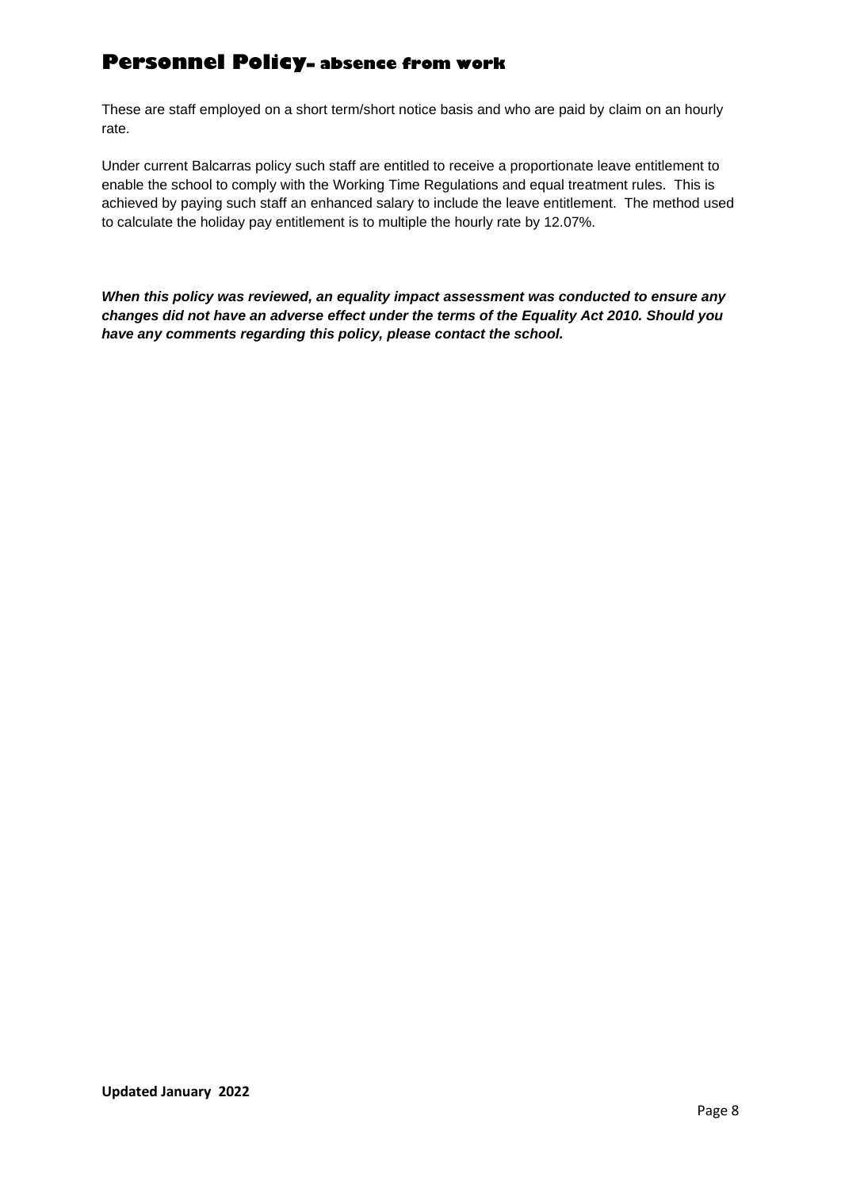These are staff employed on a short term/short notice basis and who are paid by claim on an hourly rate.

Under current Balcarras policy such staff are entitled to receive a proportionate leave entitlement to enable the school to comply with the Working Time Regulations and equal treatment rules. This is achieved by paying such staff an enhanced salary to include the leave entitlement. The method used to calculate the holiday pay entitlement is to multiple the hourly rate by 12.07%.

***When this policy was reviewed, an equality impact assessment was conducted to ensure any changes did not have an adverse effect under the terms of the Equality Act 2010. Should you have any comments regarding this policy, please contact the school.***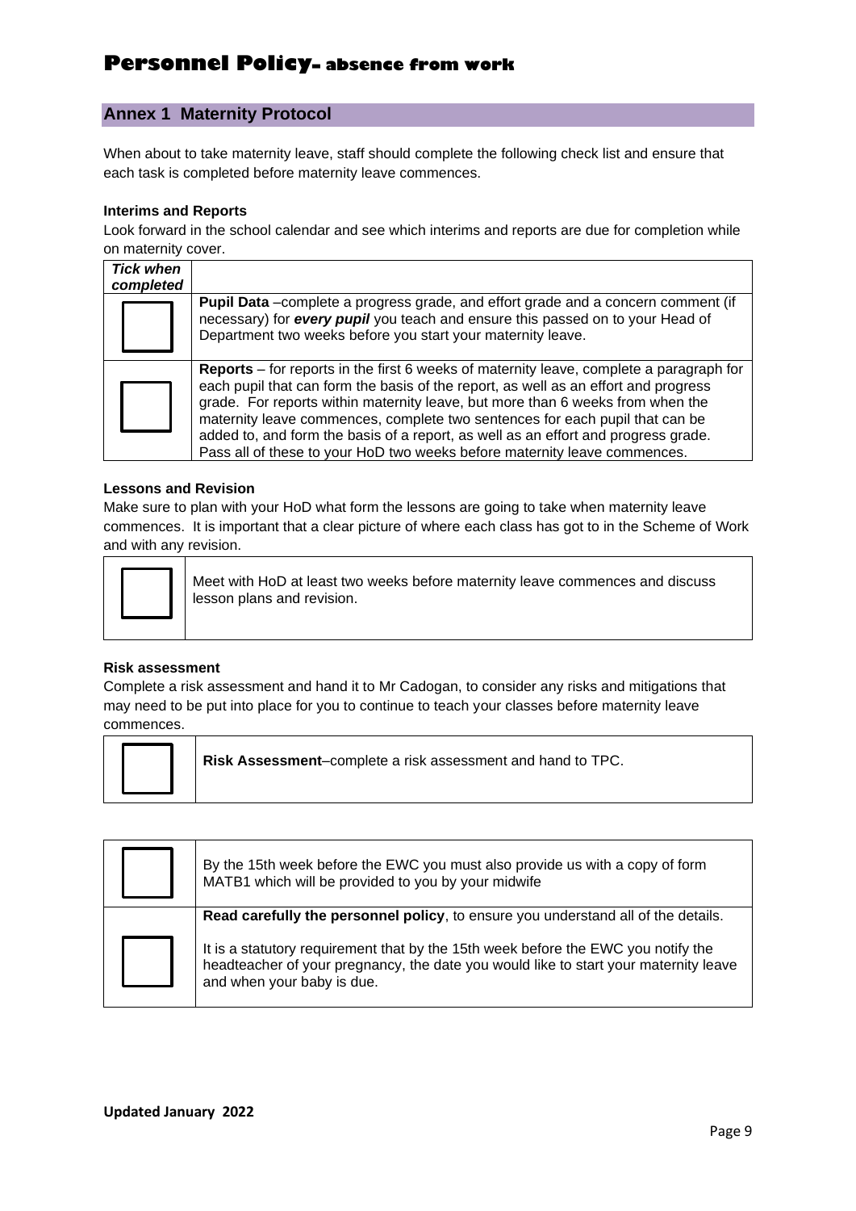## Annex 1  Maternity Protocol

When about to take maternity leave, staff should complete the following check list and ensure that each task is completed before maternity leave commences.

**Interims and Reports**

Look forward in the school calendar and see which interims and reports are due for completion while on maternity cover.

| *Tick when completed* | |
|---|---|
| ☐ | **Pupil Data** –complete a progress grade, and effort grade and a concern comment (if necessary) for ***every pupil*** you teach and ensure this passed on to your Head of Department two weeks before you start your maternity leave. |
| ☐ | **Reports** – for reports in the first 6 weeks of maternity leave, complete a paragraph for each pupil that can form the basis of the report, as well as an effort and progress grade. For reports within maternity leave, but more than 6 weeks from when the maternity leave commences, complete two sentences for each pupil that can be added to, and form the basis of a report, as well as an effort and progress grade. Pass all of these to your HoD two weeks before maternity leave commences. |

**Lessons and Revision**

Make sure to plan with your HoD what form the lessons are going to take when maternity leave commences. It is important that a clear picture of where each class has got to in the Scheme of Work and with any revision.

| | |
|---|---|
| ☐ | Meet with HoD at least two weeks before maternity leave commences and discuss lesson plans and revision. |

**Risk assessment**

Complete a risk assessment and hand it to Mr Cadogan, to consider any risks and mitigations that may need to be put into place for you to continue to teach your classes before maternity leave commences.

| | |
|---|---|
| ☐ | **Risk Assessment**–complete a risk assessment and hand to TPC. |

| | |
|---|---|
| ☐ | By the 15th week before the EWC you must also provide us with a copy of form MATB1 which will be provided to you by your midwife |
| ☐ | **Read carefully the personnel policy**, to ensure you understand all of the details.<br><br>It is a statutory requirement that by the 15th week before the EWC you notify the headteacher of your pregnancy, the date you would like to start your maternity leave and when your baby is due. |

**Updated January 2022**